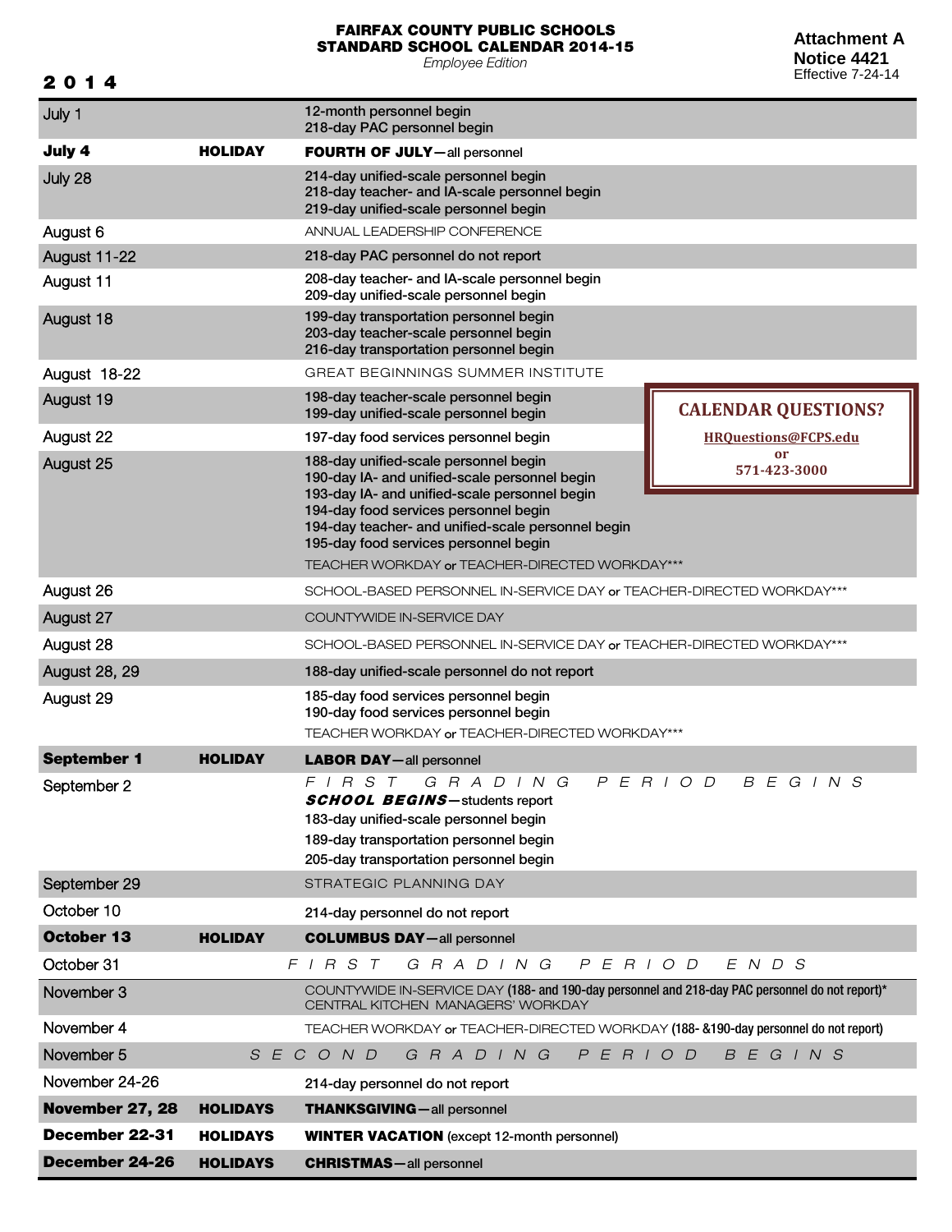# FAIRFAX COUNTY PUBLIC SCHOOLS
## STANDARD SCHOOL CALENDAR 2014-15
*Employee Edition*

**Attachment A**
**Notice 4421**
Effective 7-24-14

**2 0 1 4**

| Date | | Event |
|---|---|---|
| July 1 | | 12-month personnel begin<br>218-day PAC personnel begin |
| **July 4** | **HOLIDAY** | **FOURTH OF JULY**—all personnel |
| July 28 | | 214-day unified-scale personnel begin<br>218-day teacher- and IA-scale personnel begin<br>219-day unified-scale personnel begin |
| August 6 | | ANNUAL LEADERSHIP CONFERENCE |
| August 11-22 | | 218-day PAC personnel do not report |
| August 11 | | 208-day teacher- and IA-scale personnel begin<br>209-day unified-scale personnel begin |
| August 18 | | 199-day transportation personnel begin<br>203-day teacher-scale personnel begin<br>216-day transportation personnel begin |
| August 18-22 | | GREAT BEGINNINGS SUMMER INSTITUTE |
| August 19 | | 198-day teacher-scale personnel begin<br>199-day unified-scale personnel begin |
| August 22 | | 197-day food services personnel begin |
| August 25 | | 188-day unified-scale personnel begin<br>190-day IA- and unified-scale personnel begin<br>193-day IA- and unified-scale personnel begin<br>194-day food services personnel begin<br>194-day teacher- and unified-scale personnel begin<br>195-day food services personnel begin<br>TEACHER WORKDAY or TEACHER-DIRECTED WORKDAY*** |
| August 26 | | SCHOOL-BASED PERSONNEL IN-SERVICE DAY or TEACHER-DIRECTED WORKDAY*** |
| August 27 | | COUNTYWIDE IN-SERVICE DAY |
| August 28 | | SCHOOL-BASED PERSONNEL IN-SERVICE DAY or TEACHER-DIRECTED WORKDAY*** |
| August 28, 29 | | 188-day unified-scale personnel do not report |
| August 29 | | 185-day food services personnel begin<br>190-day food services personnel begin<br>TEACHER WORKDAY or TEACHER-DIRECTED WORKDAY*** |
| **September 1** | **HOLIDAY** | **LABOR DAY**—all personnel |
| September 2 | | *FIRST GRADING PERIOD BEGINS*<br>***SCHOOL BEGINS***—students report<br>183-day unified-scale personnel begin<br>189-day transportation personnel begin<br>205-day transportation personnel begin |
| September 29 | | STRATEGIC PLANNING DAY |
| October 10 | | 214-day personnel do not report |
| **October 13** | **HOLIDAY** | **COLUMBUS DAY**—all personnel |
| October 31 | | *FIRST GRADING PERIOD ENDS* |
| November 3 | | COUNTYWIDE IN-SERVICE DAY **(188- and 190-day personnel and 218-day PAC personnel do not report)***<br>CENTRAL KITCHEN MANAGERS' WORKDAY |
| November 4 | | TEACHER WORKDAY or TEACHER-DIRECTED WORKDAY **(188- &190-day personnel do not report)** |
| November 5 | | *SECOND GRADING PERIOD BEGINS* |
| November 24-26 | | 214-day personnel do not report |
| **November 27, 28** | **HOLIDAYS** | **THANKSGIVING**—all personnel |
| **December 22-31** | **HOLIDAYS** | **WINTER VACATION** (except 12-month personnel) |
| **December 24-26** | **HOLIDAYS** | **CHRISTMAS**—all personnel |

**CALENDAR QUESTIONS?**
HRQuestions@FCPS.edu
or
571-423-3000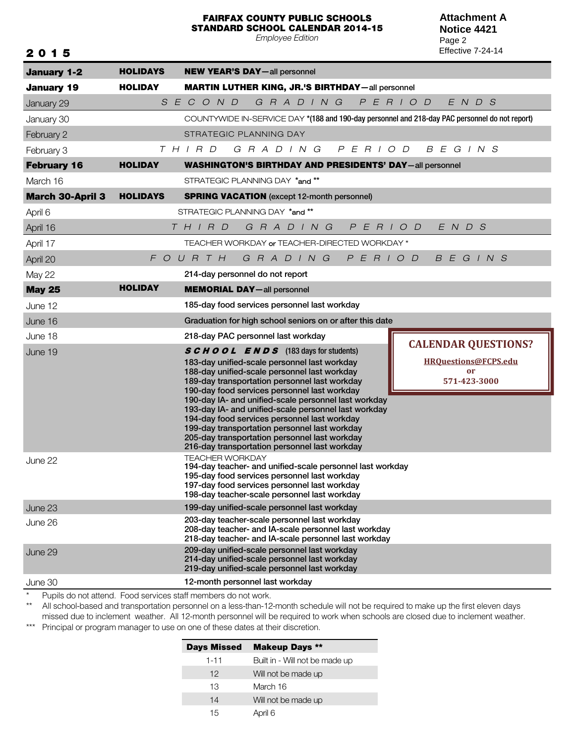# FAIRFAX COUNTY PUBLIC SCHOOLS
## STANDARD SCHOOL CALENDAR 2014-15

*Employee Edition*

**Attachment A**
**Notice 4421**
Page 2
Effective 7-24-14

## 2015

| | | |
|---|---|---|
| **January 1-2** | **HOLIDAYS** | **NEW YEAR'S DAY**—all personnel |
| **January 19** | **HOLIDAY** | **MARTIN LUTHER KING, JR.'S BIRTHDAY**—all personnel |
| January 29 | | *SECOND GRADING PERIOD ENDS* |
| January 30 | | COUNTYWIDE IN-SERVICE DAY *(188 and 190-day personnel and 218-day PAC personnel do not report) |
| February 2 | | STRATEGIC PLANNING DAY |
| February 3 | | *THIRD GRADING PERIOD BEGINS* |
| **February 16** | **HOLIDAY** | **WASHINGTON'S BIRTHDAY AND PRESIDENTS' DAY**—all personnel |
| March 16 | | STRATEGIC PLANNING DAY *and ** |
| **March 30-April 3** | **HOLIDAYS** | **SPRING VACATION** (except 12-month personnel) |
| April 6 | | STRATEGIC PLANNING DAY *and ** |
| April 16 | | *THIRD GRADING PERIOD ENDS* |
| April 17 | | TEACHER WORKDAY or TEACHER-DIRECTED WORKDAY * |
| April 20 | | *FOURTH GRADING PERIOD BEGINS* |
| May 22 | | 214-day personnel do not report |
| **May 25** | **HOLIDAY** | **MEMORIAL DAY**—all personnel |
| June 12 | | 185-day food services personnel last workday |
| June 16 | | Graduation for high school seniors on or after this date |
| June 18 | | 218-day PAC personnel last workday |
| June 19 | | ***SCHOOL ENDS*** (183 days for students)<br>183-day unified-scale personnel last workday<br>188-day unified-scale personnel last workday<br>189-day transportation personnel last workday<br>190-day food services personnel last workday<br>190-day IA- and unified-scale personnel last workday<br>193-day IA- and unified-scale personnel last workday<br>194-day food services personnel last workday<br>199-day transportation personnel last workday<br>205-day transportation personnel last workday<br>216-day transportation personnel last workday |
| June 22 | | TEACHER WORKDAY<br>194-day teacher- and unified-scale personnel last workday<br>195-day food services personnel last workday<br>197-day food services personnel last workday<br>198-day teacher-scale personnel last workday |
| June 23 | | 199-day unified-scale personnel last workday |
| June 26 | | 203-day teacher-scale personnel last workday<br>208-day teacher- and IA-scale personnel last workday<br>218-day teacher- and IA-scale personnel last workday |
| June 29 | | 209-day unified-scale personnel last workday<br>214-day unified-scale personnel last workday<br>219-day unified-scale personnel last workday |
| June 30 | | 12-month personnel last workday |

**CALENDAR QUESTIONS?**
HRQuestions@FCPS.edu
or
571-423-3000

\* Pupils do not attend. Food services staff members do not work.

\*\* All school-based and transportation personnel on a less-than-12-month schedule will not be required to make up the first eleven days missed due to inclement weather. All 12-month personnel will be required to work when schools are closed due to inclement weather.

\*\*\* Principal or program manager to use on one of these dates at their discretion.

| Days Missed | Makeup Days ** |
|---|---|
| 1-11 | Built in - Will not be made up |
| 12 | Will not be made up |
| 13 | March 16 |
| 14 | Will not be made up |
| 15 | April 6 |